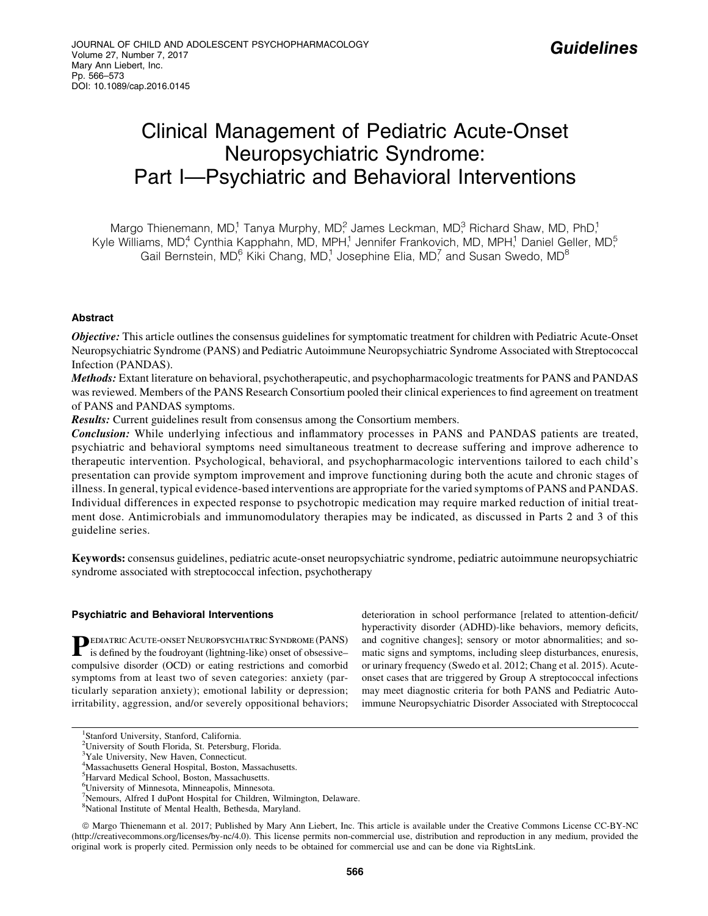Guidelines

# Clinical Management of Pediatric Acute-Onset Neuropsychiatric Syndrome: Part I—Psychiatric and Behavioral Interventions

Margo Thienemann, MD,[1] Tanya Murphy, MD,[2] James Leckman, MD,[3] Richard Shaw, MD, PhD,[1] Kyle Williams, MD,[4] Cynthia Kapphahn, MD, MPH,[1] Jennifer Frankovich, MD, MPH,[1] Daniel Geller, MD,[5] Gail Bernstein, MD,[6] Kiki Chang, MD,[1] Josephine Elia, MD,[7] and Susan Swedo, MD[8]

## Abstract

***Objective:*** This article outlines the consensus guidelines for symptomatic treatment for children with Pediatric Acute-Onset Neuropsychiatric Syndrome (PANS) and Pediatric Autoimmune Neuropsychiatric Syndrome Associated with Streptococcal Infection (PANDAS).

***Methods:*** Extant literature on behavioral, psychotherapeutic, and psychopharmacologic treatments for PANS and PANDAS was reviewed. Members of the PANS Research Consortium pooled their clinical experiences to find agreement on treatment of PANS and PANDAS symptoms.

***Results:*** Current guidelines result from consensus among the Consortium members.

***Conclusion:*** While underlying infectious and inflammatory processes in PANS and PANDAS patients are treated, psychiatric and behavioral symptoms need simultaneous treatment to decrease suffering and improve adherence to therapeutic intervention. Psychological, behavioral, and psychopharmacologic interventions tailored to each child's presentation can provide symptom improvement and improve functioning during both the acute and chronic stages of illness. In general, typical evidence-based interventions are appropriate for the varied symptoms of PANS and PANDAS. Individual differences in expected response to psychotropic medication may require marked reduction of initial treatment dose. Antimicrobials and immunomodulatory therapies may be indicated, as discussed in Parts 2 and 3 of this guideline series.

**Keywords:** consensus guidelines, pediatric acute-onset neuropsychiatric syndrome, pediatric autoimmune neuropsychiatric syndrome associated with streptococcal infection, psychotherapy

### Psychiatric and Behavioral Interventions

Pediatric Acute-onset Neuropsychiatric Syndrome (PANS) is defined by the foudroyant (lightning-like) onset of obsessive–compulsive disorder (OCD) or eating restrictions and comorbid symptoms from at least two of seven categories: anxiety (particularly separation anxiety); emotional lability or depression; irritability, aggression, and/or severely oppositional behaviors; deterioration in school performance [related to attention-deficit/hyperactivity disorder (ADHD)-like behaviors, memory deficits, and cognitive changes]; sensory or motor abnormalities; and somatic signs and symptoms, including sleep disturbances, enuresis, or urinary frequency (Swedo et al. 2012; Chang et al. 2015). Acute-onset cases that are triggered by Group A streptococcal infections may meet diagnostic criteria for both PANS and Pediatric Autoimmune Neuropsychiatric Disorder Associated with Streptococcal

[1]Stanford University, Stanford, California.
[2]University of South Florida, St. Petersburg, Florida.
[3]Yale University, New Haven, Connecticut.
[4]Massachusetts General Hospital, Boston, Massachusetts.
[5]Harvard Medical School, Boston, Massachusetts.
[6]University of Minnesota, Minneapolis, Minnesota.
[7]Nemours, Alfred I duPont Hospital for Children, Wilmington, Delaware.
[8]National Institute of Mental Health, Bethesda, Maryland.

© Margo Thienemann et al. 2017; Published by Mary Ann Liebert, Inc. This article is available under the Creative Commons License CC-BY-NC (http://creativecommons.org/licenses/by-nc/4.0). This license permits non-commercial use, distribution and reproduction in any medium, provided the original work is properly cited. Permission only needs to be obtained for commercial use and can be done via RightsLink.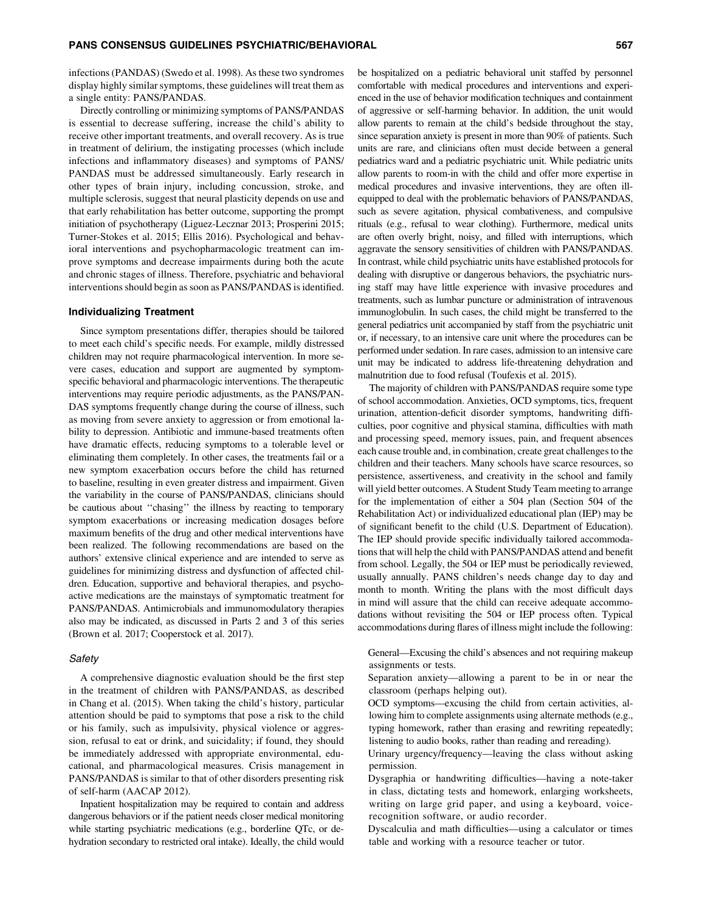infections (PANDAS) (Swedo et al. 1998). As these two syndromes display highly similar symptoms, these guidelines will treat them as a single entity: PANS/PANDAS.

Directly controlling or minimizing symptoms of PANS/PANDAS is essential to decrease suffering, increase the child's ability to receive other important treatments, and overall recovery. As is true in treatment of delirium, the instigating processes (which include infections and inflammatory diseases) and symptoms of PANS/PANDAS must be addressed simultaneously. Early research in other types of brain injury, including concussion, stroke, and multiple sclerosis, suggest that neural plasticity depends on use and that early rehabilitation has better outcome, supporting the prompt initiation of psychotherapy (Liguez-Lecznar 2013; Prosperini 2015; Turner-Stokes et al. 2015; Ellis 2016). Psychological and behavioral interventions and psychopharmacologic treatment can improve symptoms and decrease impairments during both the acute and chronic stages of illness. Therefore, psychiatric and behavioral interventions should begin as soon as PANS/PANDAS is identified.

### Individualizing Treatment

Since symptom presentations differ, therapies should be tailored to meet each child's specific needs. For example, mildly distressed children may not require pharmacological intervention. In more severe cases, education and support are augmented by symptom-specific behavioral and pharmacologic interventions. The therapeutic interventions may require periodic adjustments, as the PANS/PANDAS symptoms frequently change during the course of illness, such as moving from severe anxiety to aggression or from emotional lability to depression. Antibiotic and immune-based treatments often have dramatic effects, reducing symptoms to a tolerable level or eliminating them completely. In other cases, the treatments fail or a new symptom exacerbation occurs before the child has returned to baseline, resulting in even greater distress and impairment. Given the variability in the course of PANS/PANDAS, clinicians should be cautious about "chasing" the illness by reacting to temporary symptom exacerbations or increasing medication dosages before maximum benefits of the drug and other medical interventions have been realized. The following recommendations are based on the authors' extensive clinical experience and are intended to serve as guidelines for minimizing distress and dysfunction of affected children. Education, supportive and behavioral therapies, and psychoactive medications are the mainstays of symptomatic treatment for PANS/PANDAS. Antimicrobials and immunomodulatory therapies also may be indicated, as discussed in Parts 2 and 3 of this series (Brown et al. 2017; Cooperstock et al. 2017).

#### *Safety*

A comprehensive diagnostic evaluation should be the first step in the treatment of children with PANS/PANDAS, as described in Chang et al. (2015). When taking the child's history, particular attention should be paid to symptoms that pose a risk to the child or his family, such as impulsivity, physical violence or aggression, refusal to eat or drink, and suicidality; if found, they should be immediately addressed with appropriate environmental, educational, and pharmacological measures. Crisis management in PANS/PANDAS is similar to that of other disorders presenting risk of self-harm (AACAP 2012).

Inpatient hospitalization may be required to contain and address dangerous behaviors or if the patient needs closer medical monitoring while starting psychiatric medications (e.g., borderline QTc, or dehydration secondary to restricted oral intake). Ideally, the child would be hospitalized on a pediatric behavioral unit staffed by personnel comfortable with medical procedures and interventions and experienced in the use of behavior modification techniques and containment of aggressive or self-harming behavior. In addition, the unit would allow parents to remain at the child's bedside throughout the stay, since separation anxiety is present in more than 90% of patients. Such units are rare, and clinicians often must decide between a general pediatrics ward and a pediatric psychiatric unit. While pediatric units allow parents to room-in with the child and offer more expertise in medical procedures and invasive interventions, they are often ill-equipped to deal with the problematic behaviors of PANS/PANDAS, such as severe agitation, physical combativeness, and compulsive rituals (e.g., refusal to wear clothing). Furthermore, medical units are often overly bright, noisy, and filled with interruptions, which aggravate the sensory sensitivities of children with PANS/PANDAS. In contrast, while child psychiatric units have established protocols for dealing with disruptive or dangerous behaviors, the psychiatric nursing staff may have little experience with invasive procedures and treatments, such as lumbar puncture or administration of intravenous immunoglobulin. In such cases, the child might be transferred to the general pediatrics unit accompanied by staff from the psychiatric unit or, if necessary, to an intensive care unit where the procedures can be performed under sedation. In rare cases, admission to an intensive care unit may be indicated to address life-threatening dehydration and malnutrition due to food refusal (Toufexis et al. 2015).

The majority of children with PANS/PANDAS require some type of school accommodation. Anxieties, OCD symptoms, tics, frequent urination, attention-deficit disorder symptoms, handwriting difficulties, poor cognitive and physical stamina, difficulties with math and processing speed, memory issues, pain, and frequent absences each cause trouble and, in combination, create great challenges to the children and their teachers. Many schools have scarce resources, so persistence, assertiveness, and creativity in the school and family will yield better outcomes. A Student Study Team meeting to arrange for the implementation of either a 504 plan (Section 504 of the Rehabilitation Act) or individualized educational plan (IEP) may be of significant benefit to the child (U.S. Department of Education). The IEP should provide specific individually tailored accommodations that will help the child with PANS/PANDAS attend and benefit from school. Legally, the 504 or IEP must be periodically reviewed, usually annually. PANS children's needs change day to day and month to month. Writing the plans with the most difficult days in mind will assure that the child can receive adequate accommodations without revisiting the 504 or IEP process often. Typical accommodations during flares of illness might include the following:

General—Excusing the child's absences and not requiring makeup assignments or tests.

Separation anxiety—allowing a parent to be in or near the classroom (perhaps helping out).

OCD symptoms—excusing the child from certain activities, allowing him to complete assignments using alternate methods (e.g., typing homework, rather than erasing and rewriting repeatedly; listening to audio books, rather than reading and rereading).

Urinary urgency/frequency—leaving the class without asking permission.

Dysgraphia or handwriting difficulties—having a note-taker in class, dictating tests and homework, enlarging worksheets, writing on large grid paper, and using a keyboard, voice-recognition software, or audio recorder.

Dyscalculia and math difficulties—using a calculator or times table and working with a resource teacher or tutor.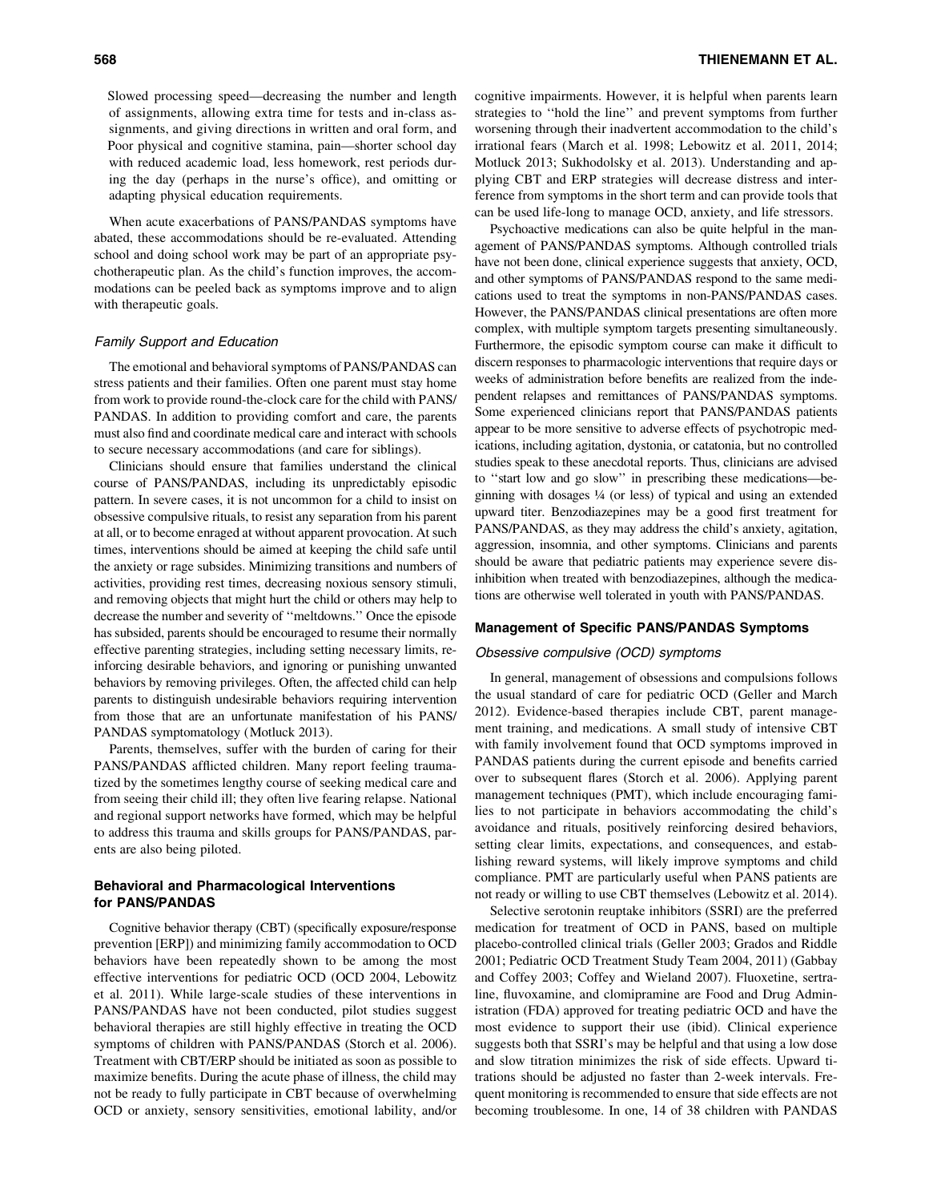Slowed processing speed—decreasing the number and length of assignments, allowing extra time for tests and in-class assignments, and giving directions in written and oral form, and Poor physical and cognitive stamina, pain—shorter school day with reduced academic load, less homework, rest periods during the day (perhaps in the nurse's office), and omitting or adapting physical education requirements.

When acute exacerbations of PANS/PANDAS symptoms have abated, these accommodations should be re-evaluated. Attending school and doing school work may be part of an appropriate psychotherapeutic plan. As the child's function improves, the accommodations can be peeled back as symptoms improve and to align with therapeutic goals.

#### *Family Support and Education*

The emotional and behavioral symptoms of PANS/PANDAS can stress patients and their families. Often one parent must stay home from work to provide round-the-clock care for the child with PANS/PANDAS. In addition to providing comfort and care, the parents must also find and coordinate medical care and interact with schools to secure necessary accommodations (and care for siblings).

Clinicians should ensure that families understand the clinical course of PANS/PANDAS, including its unpredictably episodic pattern. In severe cases, it is not uncommon for a child to insist on obsessive compulsive rituals, to resist any separation from his parent at all, or to become enraged at without apparent provocation. At such times, interventions should be aimed at keeping the child safe until the anxiety or rage subsides. Minimizing transitions and numbers of activities, providing rest times, decreasing noxious sensory stimuli, and removing objects that might hurt the child or others may help to decrease the number and severity of ''meltdowns.'' Once the episode has subsided, parents should be encouraged to resume their normally effective parenting strategies, including setting necessary limits, reinforcing desirable behaviors, and ignoring or punishing unwanted behaviors by removing privileges. Often, the affected child can help parents to distinguish undesirable behaviors requiring intervention from those that are an unfortunate manifestation of his PANS/PANDAS symptomatology (Motluck 2013).

Parents, themselves, suffer with the burden of caring for their PANS/PANDAS afflicted children. Many report feeling traumatized by the sometimes lengthy course of seeking medical care and from seeing their child ill; they often live fearing relapse. National and regional support networks have formed, which may be helpful to address this trauma and skills groups for PANS/PANDAS, parents are also being piloted.

### Behavioral and Pharmacological Interventions for PANS/PANDAS

Cognitive behavior therapy (CBT) (specifically exposure/response prevention [ERP]) and minimizing family accommodation to OCD behaviors have been repeatedly shown to be among the most effective interventions for pediatric OCD (OCD 2004, Lebowitz et al. 2011). While large-scale studies of these interventions in PANS/PANDAS have not been conducted, pilot studies suggest behavioral therapies are still highly effective in treating the OCD symptoms of children with PANS/PANDAS (Storch et al. 2006). Treatment with CBT/ERP should be initiated as soon as possible to maximize benefits. During the acute phase of illness, the child may not be ready to fully participate in CBT because of overwhelming OCD or anxiety, sensory sensitivities, emotional lability, and/or cognitive impairments. However, it is helpful when parents learn strategies to ''hold the line'' and prevent symptoms from further worsening through their inadvertent accommodation to the child's irrational fears (March et al. 1998; Lebowitz et al. 2011, 2014; Motluck 2013; Sukhodolsky et al. 2013). Understanding and applying CBT and ERP strategies will decrease distress and interference from symptoms in the short term and can provide tools that can be used life-long to manage OCD, anxiety, and life stressors.

Psychoactive medications can also be quite helpful in the management of PANS/PANDAS symptoms. Although controlled trials have not been done, clinical experience suggests that anxiety, OCD, and other symptoms of PANS/PANDAS respond to the same medications used to treat the symptoms in non-PANS/PANDAS cases. However, the PANS/PANDAS clinical presentations are often more complex, with multiple symptom targets presenting simultaneously. Furthermore, the episodic symptom course can make it difficult to discern responses to pharmacologic interventions that require days or weeks of administration before benefits are realized from the independent relapses and remittances of PANS/PANDAS symptoms. Some experienced clinicians report that PANS/PANDAS patients appear to be more sensitive to adverse effects of psychotropic medications, including agitation, dystonia, or catatonia, but no controlled studies speak to these anecdotal reports. Thus, clinicians are advised to ''start low and go slow'' in prescribing these medications—beginning with dosages ¼ (or less) of typical and using an extended upward titer. Benzodiazepines may be a good first treatment for PANS/PANDAS, as they may address the child's anxiety, agitation, aggression, insomnia, and other symptoms. Clinicians and parents should be aware that pediatric patients may experience severe disinhibition when treated with benzodiazepines, although the medications are otherwise well tolerated in youth with PANS/PANDAS.

### Management of Specific PANS/PANDAS Symptoms

#### *Obsessive compulsive (OCD) symptoms*

In general, management of obsessions and compulsions follows the usual standard of care for pediatric OCD (Geller and March 2012). Evidence-based therapies include CBT, parent management training, and medications. A small study of intensive CBT with family involvement found that OCD symptoms improved in PANDAS patients during the current episode and benefits carried over to subsequent flares (Storch et al. 2006). Applying parent management techniques (PMT), which include encouraging families to not participate in behaviors accommodating the child's avoidance and rituals, positively reinforcing desired behaviors, setting clear limits, expectations, and consequences, and establishing reward systems, will likely improve symptoms and child compliance. PMT are particularly useful when PANS patients are not ready or willing to use CBT themselves (Lebowitz et al. 2014).

Selective serotonin reuptake inhibitors (SSRI) are the preferred medication for treatment of OCD in PANS, based on multiple placebo-controlled clinical trials (Geller 2003; Grados and Riddle 2001; Pediatric OCD Treatment Study Team 2004, 2011) (Gabbay and Coffey 2003; Coffey and Wieland 2007). Fluoxetine, sertraline, fluvoxamine, and clomipramine are Food and Drug Administration (FDA) approved for treating pediatric OCD and have the most evidence to support their use (ibid). Clinical experience suggests both that SSRI's may be helpful and that using a low dose and slow titration minimizes the risk of side effects. Upward titrations should be adjusted no faster than 2-week intervals. Frequent monitoring is recommended to ensure that side effects are not becoming troublesome. In one, 14 of 38 children with PANDAS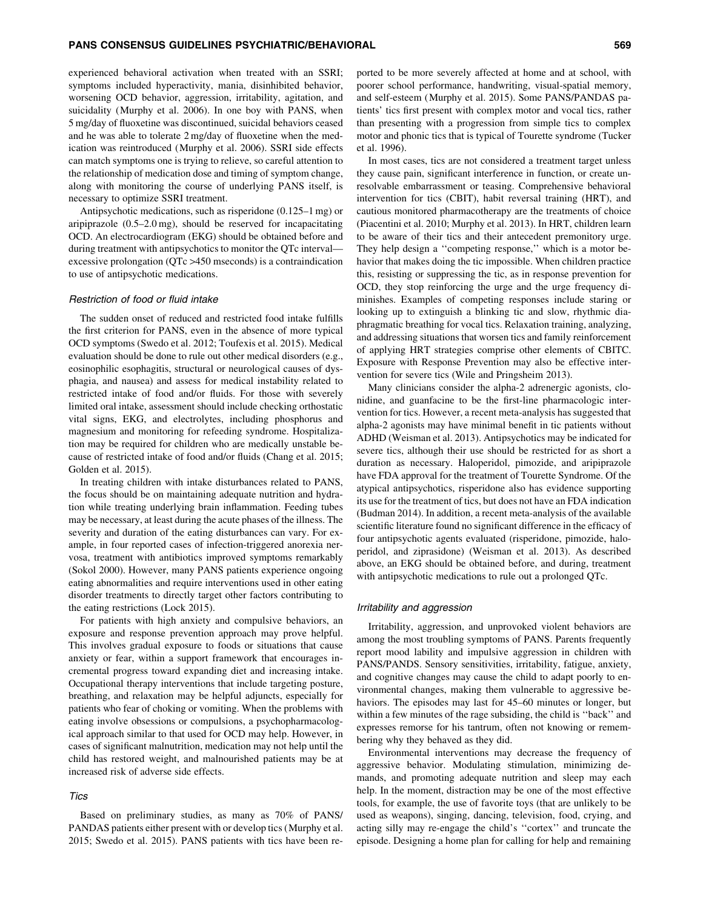experienced behavioral activation when treated with an SSRI; symptoms included hyperactivity, mania, disinhibited behavior, worsening OCD behavior, aggression, irritability, agitation, and suicidality (Murphy et al. 2006). In one boy with PANS, when 5 mg/day of fluoxetine was discontinued, suicidal behaviors ceased and he was able to tolerate 2 mg/day of fluoxetine when the medication was reintroduced (Murphy et al. 2006). SSRI side effects can match symptoms one is trying to relieve, so careful attention to the relationship of medication dose and timing of symptom change, along with monitoring the course of underlying PANS itself, is necessary to optimize SSRI treatment.

Antipsychotic medications, such as risperidone (0.125–1 mg) or aripiprazole (0.5–2.0 mg), should be reserved for incapacitating OCD. An electrocardiogram (EKG) should be obtained before and during treatment with antipsychotics to monitor the QTc interval—excessive prolongation (QTc >450 mseconds) is a contraindication to use of antipsychotic medications.

### *Restriction of food or fluid intake*

The sudden onset of reduced and restricted food intake fulfills the first criterion for PANS, even in the absence of more typical OCD symptoms (Swedo et al. 2012; Toufexis et al. 2015). Medical evaluation should be done to rule out other medical disorders (e.g., eosinophilic esophagitis, structural or neurological causes of dysphagia, and nausea) and assess for medical instability related to restricted intake of food and/or fluids. For those with severely limited oral intake, assessment should include checking orthostatic vital signs, EKG, and electrolytes, including phosphorus and magnesium and monitoring for refeeding syndrome. Hospitalization may be required for children who are medically unstable because of restricted intake of food and/or fluids (Chang et al. 2015; Golden et al. 2015).

In treating children with intake disturbances related to PANS, the focus should be on maintaining adequate nutrition and hydration while treating underlying brain inflammation. Feeding tubes may be necessary, at least during the acute phases of the illness. The severity and duration of the eating disturbances can vary. For example, in four reported cases of infection-triggered anorexia nervosa, treatment with antibiotics improved symptoms remarkably (Sokol 2000). However, many PANS patients experience ongoing eating abnormalities and require interventions used in other eating disorder treatments to directly target other factors contributing to the eating restrictions (Lock 2015).

For patients with high anxiety and compulsive behaviors, an exposure and response prevention approach may prove helpful. This involves gradual exposure to foods or situations that cause anxiety or fear, within a support framework that encourages incremental progress toward expanding diet and increasing intake. Occupational therapy interventions that include targeting posture, breathing, and relaxation may be helpful adjuncts, especially for patients who fear of choking or vomiting. When the problems with eating involve obsessions or compulsions, a psychopharmacological approach similar to that used for OCD may help. However, in cases of significant malnutrition, medication may not help until the child has restored weight, and malnourished patients may be at increased risk of adverse side effects.

### *Tics*

Based on preliminary studies, as many as 70% of PANS/PANDAS patients either present with or develop tics (Murphy et al. 2015; Swedo et al. 2015). PANS patients with tics have been reported to be more severely affected at home and at school, with poorer school performance, handwriting, visual-spatial memory, and self-esteem (Murphy et al. 2015). Some PANS/PANDAS patients' tics first present with complex motor and vocal tics, rather than presenting with a progression from simple tics to complex motor and phonic tics that is typical of Tourette syndrome (Tucker et al. 1996).

In most cases, tics are not considered a treatment target unless they cause pain, significant interference in function, or create unresolvable embarrassment or teasing. Comprehensive behavioral intervention for tics (CBIT), habit reversal training (HRT), and cautious monitored pharmacotherapy are the treatments of choice (Piacentini et al. 2010; Murphy et al. 2013). In HRT, children learn to be aware of their tics and their antecedent premonitory urge. They help design a ''competing response,'' which is a motor behavior that makes doing the tic impossible. When children practice this, resisting or suppressing the tic, as in response prevention for OCD, they stop reinforcing the urge and the urge frequency diminishes. Examples of competing responses include staring or looking up to extinguish a blinking tic and slow, rhythmic diaphragmatic breathing for vocal tics. Relaxation training, analyzing, and addressing situations that worsen tics and family reinforcement of applying HRT strategies comprise other elements of CBITC. Exposure with Response Prevention may also be effective intervention for severe tics (Wile and Pringsheim 2013).

Many clinicians consider the alpha-2 adrenergic agonists, clonidine, and guanfacine to be the first-line pharmacologic intervention for tics. However, a recent meta-analysis has suggested that alpha-2 agonists may have minimal benefit in tic patients without ADHD (Weisman et al. 2013). Antipsychotics may be indicated for severe tics, although their use should be restricted for as short a duration as necessary. Haloperidol, pimozide, and aripiprazole have FDA approval for the treatment of Tourette Syndrome. Of the atypical antipsychotics, risperidone also has evidence supporting its use for the treatment of tics, but does not have an FDA indication (Budman 2014). In addition, a recent meta-analysis of the available scientific literature found no significant difference in the efficacy of four antipsychotic agents evaluated (risperidone, pimozide, haloperidol, and ziprasidone) (Weisman et al. 2013). As described above, an EKG should be obtained before, and during, treatment with antipsychotic medications to rule out a prolonged QTc.

### *Irritability and aggression*

Irritability, aggression, and unprovoked violent behaviors are among the most troubling symptoms of PANS. Parents frequently report mood lability and impulsive aggression in children with PANS/PANDS. Sensory sensitivities, irritability, fatigue, anxiety, and cognitive changes may cause the child to adapt poorly to environmental changes, making them vulnerable to aggressive behaviors. The episodes may last for 45–60 minutes or longer, but within a few minutes of the rage subsiding, the child is ''back'' and expresses remorse for his tantrum, often not knowing or remembering why they behaved as they did.

Environmental interventions may decrease the frequency of aggressive behavior. Modulating stimulation, minimizing demands, and promoting adequate nutrition and sleep may each help. In the moment, distraction may be one of the most effective tools, for example, the use of favorite toys (that are unlikely to be used as weapons), singing, dancing, television, food, crying, and acting silly may re-engage the child's ''cortex'' and truncate the episode. Designing a home plan for calling for help and remaining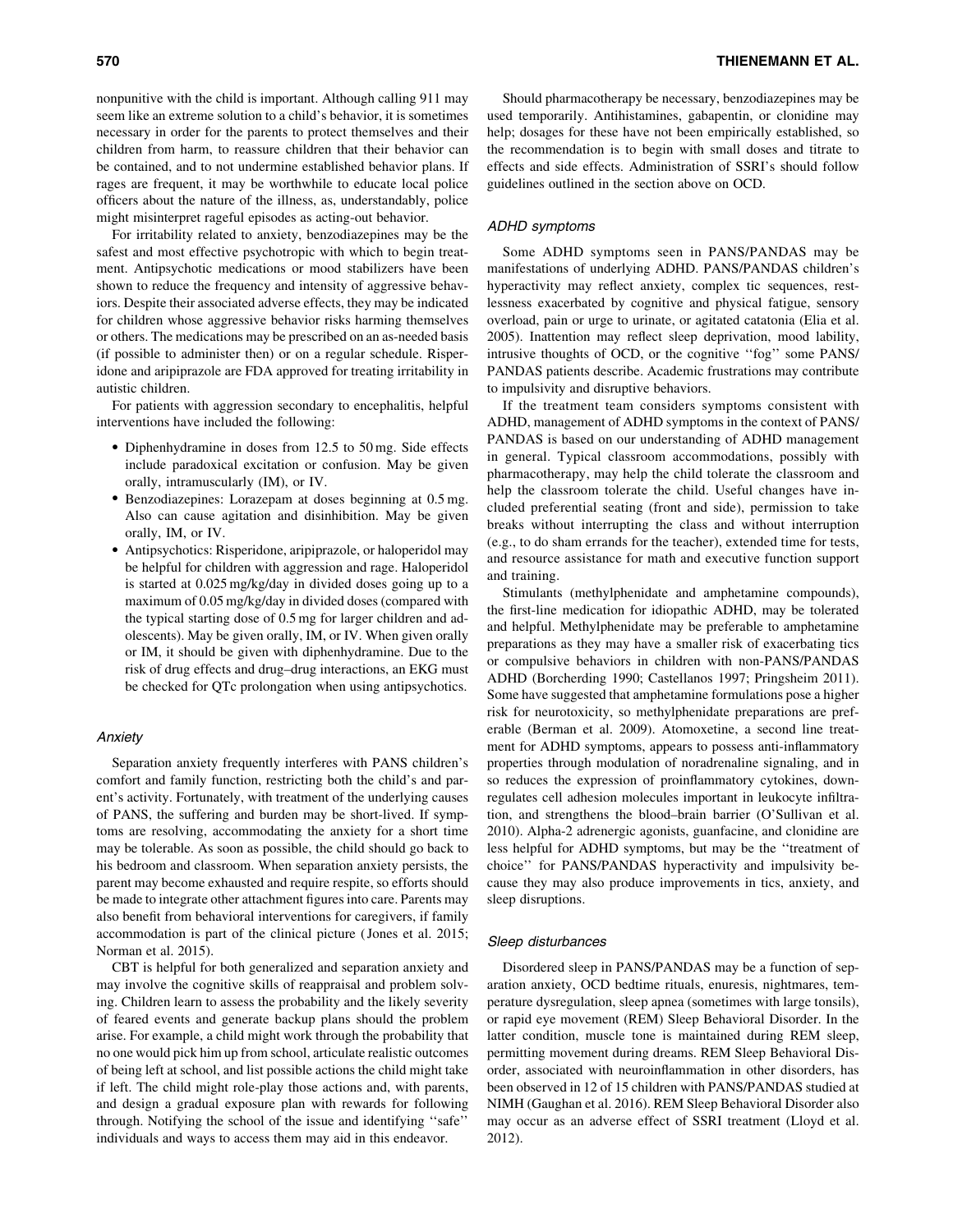nonpunitive with the child is important. Although calling 911 may seem like an extreme solution to a child's behavior, it is sometimes necessary in order for the parents to protect themselves and their children from harm, to reassure children that their behavior can be contained, and to not undermine established behavior plans. If rages are frequent, it may be worthwhile to educate local police officers about the nature of the illness, as, understandably, police might misinterpret rageful episodes as acting-out behavior.

For irritability related to anxiety, benzodiazepines may be the safest and most effective psychotropic with which to begin treatment. Antipsychotic medications or mood stabilizers have been shown to reduce the frequency and intensity of aggressive behaviors. Despite their associated adverse effects, they may be indicated for children whose aggressive behavior risks harming themselves or others. The medications may be prescribed on an as-needed basis (if possible to administer then) or on a regular schedule. Risperidone and aripiprazole are FDA approved for treating irritability in autistic children.

For patients with aggression secondary to encephalitis, helpful interventions have included the following:

- Diphenhydramine in doses from 12.5 to 50 mg. Side effects include paradoxical excitation or confusion. May be given orally, intramuscularly (IM), or IV.
- Benzodiazepines: Lorazepam at doses beginning at 0.5 mg. Also can cause agitation and disinhibition. May be given orally, IM, or IV.
- Antipsychotics: Risperidone, aripiprazole, or haloperidol may be helpful for children with aggression and rage. Haloperidol is started at 0.025 mg/kg/day in divided doses going up to a maximum of 0.05 mg/kg/day in divided doses (compared with the typical starting dose of 0.5 mg for larger children and adolescents). May be given orally, IM, or IV. When given orally or IM, it should be given with diphenhydramine. Due to the risk of drug effects and drug–drug interactions, an EKG must be checked for QTc prolongation when using antipsychotics.

### *Anxiety*

Separation anxiety frequently interferes with PANS children's comfort and family function, restricting both the child's and parent's activity. Fortunately, with treatment of the underlying causes of PANS, the suffering and burden may be short-lived. If symptoms are resolving, accommodating the anxiety for a short time may be tolerable. As soon as possible, the child should go back to his bedroom and classroom. When separation anxiety persists, the parent may become exhausted and require respite, so efforts should be made to integrate other attachment figures into care. Parents may also benefit from behavioral interventions for caregivers, if family accommodation is part of the clinical picture (Jones et al. 2015; Norman et al. 2015).

CBT is helpful for both generalized and separation anxiety and may involve the cognitive skills of reappraisal and problem solving. Children learn to assess the probability and the likely severity of feared events and generate backup plans should the problem arise. For example, a child might work through the probability that no one would pick him up from school, articulate realistic outcomes of being left at school, and list possible actions the child might take if left. The child might role-play those actions and, with parents, and design a gradual exposure plan with rewards for following through. Notifying the school of the issue and identifying ''safe'' individuals and ways to access them may aid in this endeavor.

Should pharmacotherapy be necessary, benzodiazepines may be used temporarily. Antihistamines, gabapentin, or clonidine may help; dosages for these have not been empirically established, so the recommendation is to begin with small doses and titrate to effects and side effects. Administration of SSRI's should follow guidelines outlined in the section above on OCD.

### *ADHD symptoms*

Some ADHD symptoms seen in PANS/PANDAS may be manifestations of underlying ADHD. PANS/PANDAS children's hyperactivity may reflect anxiety, complex tic sequences, restlessness exacerbated by cognitive and physical fatigue, sensory overload, pain or urge to urinate, or agitated catatonia (Elia et al. 2005). Inattention may reflect sleep deprivation, mood lability, intrusive thoughts of OCD, or the cognitive ''fog'' some PANS/PANDAS patients describe. Academic frustrations may contribute to impulsivity and disruptive behaviors.

If the treatment team considers symptoms consistent with ADHD, management of ADHD symptoms in the context of PANS/PANDAS is based on our understanding of ADHD management in general. Typical classroom accommodations, possibly with pharmacotherapy, may help the child tolerate the classroom and help the classroom tolerate the child. Useful changes have included preferential seating (front and side), permission to take breaks without interrupting the class and without interruption (e.g., to do sham errands for the teacher), extended time for tests, and resource assistance for math and executive function support and training.

Stimulants (methylphenidate and amphetamine compounds), the first-line medication for idiopathic ADHD, may be tolerated and helpful. Methylphenidate may be preferable to amphetamine preparations as they may have a smaller risk of exacerbating tics or compulsive behaviors in children with non-PANS/PANDAS ADHD (Borcherding 1990; Castellanos 1997; Pringsheim 2011). Some have suggested that amphetamine formulations pose a higher risk for neurotoxicity, so methylphenidate preparations are preferable (Berman et al. 2009). Atomoxetine, a second line treatment for ADHD symptoms, appears to possess anti-inflammatory properties through modulation of noradrenaline signaling, and in so reduces the expression of proinflammatory cytokines, downregulates cell adhesion molecules important in leukocyte infiltration, and strengthens the blood–brain barrier (O'Sullivan et al. 2010). Alpha-2 adrenergic agonists, guanfacine, and clonidine are less helpful for ADHD symptoms, but may be the ''treatment of choice'' for PANS/PANDAS hyperactivity and impulsivity because they may also produce improvements in tics, anxiety, and sleep disruptions.

### *Sleep disturbances*

Disordered sleep in PANS/PANDAS may be a function of separation anxiety, OCD bedtime rituals, enuresis, nightmares, temperature dysregulation, sleep apnea (sometimes with large tonsils), or rapid eye movement (REM) Sleep Behavioral Disorder. In the latter condition, muscle tone is maintained during REM sleep, permitting movement during dreams. REM Sleep Behavioral Disorder, associated with neuroinflammation in other disorders, has been observed in 12 of 15 children with PANS/PANDAS studied at NIMH (Gaughan et al. 2016). REM Sleep Behavioral Disorder also may occur as an adverse effect of SSRI treatment (Lloyd et al. 2012).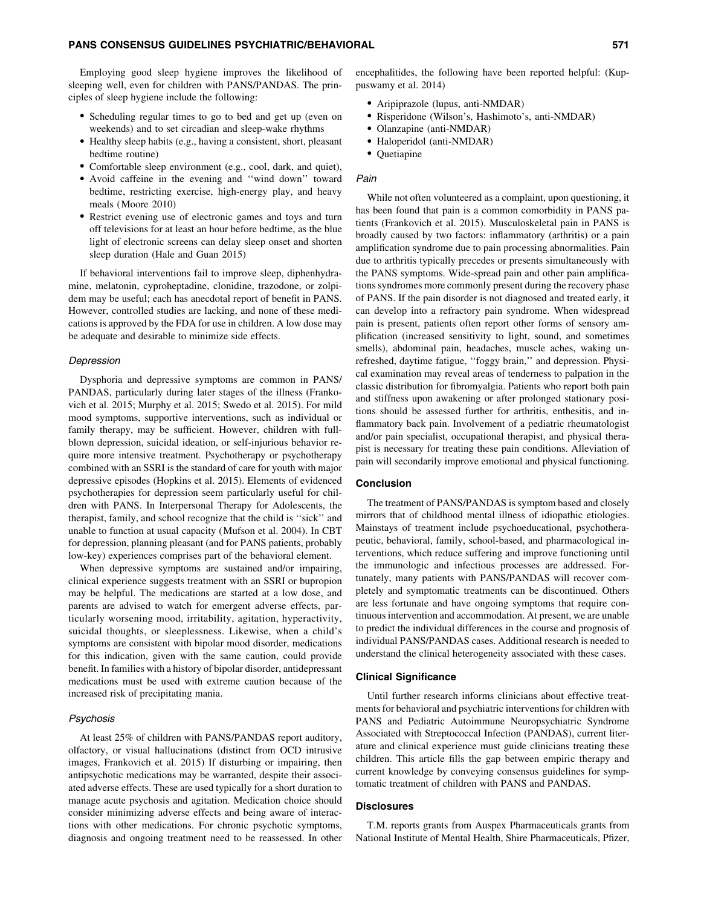Employing good sleep hygiene improves the likelihood of sleeping well, even for children with PANS/PANDAS. The principles of sleep hygiene include the following:

- Scheduling regular times to go to bed and get up (even on weekends) and to set circadian and sleep-wake rhythms
- Healthy sleep habits (e.g., having a consistent, short, pleasant bedtime routine)
- Comfortable sleep environment (e.g., cool, dark, and quiet),
- Avoid caffeine in the evening and ''wind down'' toward bedtime, restricting exercise, high-energy play, and heavy meals (Moore 2010)
- Restrict evening use of electronic games and toys and turn off televisions for at least an hour before bedtime, as the blue light of electronic screens can delay sleep onset and shorten sleep duration (Hale and Guan 2015)

If behavioral interventions fail to improve sleep, diphenhydramine, melatonin, cyproheptadine, clonidine, trazodone, or zolpidem may be useful; each has anecdotal report of benefit in PANS. However, controlled studies are lacking, and none of these medications is approved by the FDA for use in children. A low dose may be adequate and desirable to minimize side effects.

### *Depression*

Dysphoria and depressive symptoms are common in PANS/PANDAS, particularly during later stages of the illness (Frankovich et al. 2015; Murphy et al. 2015; Swedo et al. 2015). For mild mood symptoms, supportive interventions, such as individual or family therapy, may be sufficient. However, children with full-blown depression, suicidal ideation, or self-injurious behavior require more intensive treatment. Psychotherapy or psychotherapy combined with an SSRI is the standard of care for youth with major depressive episodes (Hopkins et al. 2015). Elements of evidenced psychotherapies for depression seem particularly useful for children with PANS. In Interpersonal Therapy for Adolescents, the therapist, family, and school recognize that the child is ''sick'' and unable to function at usual capacity (Mufson et al. 2004). In CBT for depression, planning pleasant (and for PANS patients, probably low-key) experiences comprises part of the behavioral element.

When depressive symptoms are sustained and/or impairing, clinical experience suggests treatment with an SSRI or bupropion may be helpful. The medications are started at a low dose, and parents are advised to watch for emergent adverse effects, particularly worsening mood, irritability, agitation, hyperactivity, suicidal thoughts, or sleeplessness. Likewise, when a child's symptoms are consistent with bipolar mood disorder, medications for this indication, given with the same caution, could provide benefit. In families with a history of bipolar disorder, antidepressant medications must be used with extreme caution because of the increased risk of precipitating mania.

### *Psychosis*

At least 25% of children with PANS/PANDAS report auditory, olfactory, or visual hallucinations (distinct from OCD intrusive images, Frankovich et al. 2015) If disturbing or impairing, then antipsychotic medications may be warranted, despite their associated adverse effects. These are used typically for a short duration to manage acute psychosis and agitation. Medication choice should consider minimizing adverse effects and being aware of interactions with other medications. For chronic psychotic symptoms, diagnosis and ongoing treatment need to be reassessed. In other encephalitides, the following have been reported helpful: (Kuppuswamy et al. 2014)

- Aripiprazole (lupus, anti-NMDAR)
- Risperidone (Wilson's, Hashimoto's, anti-NMDAR)
- Olanzapine (anti-NMDAR)
- Haloperidol (anti-NMDAR)
- Quetiapine

### *Pain*

While not often volunteered as a complaint, upon questioning, it has been found that pain is a common comorbidity in PANS patients (Frankovich et al. 2015). Musculoskeletal pain in PANS is broadly caused by two factors: inflammatory (arthritis) or a pain amplification syndrome due to pain processing abnormalities. Pain due to arthritis typically precedes or presents simultaneously with the PANS symptoms. Wide-spread pain and other pain amplifications syndromes more commonly present during the recovery phase of PANS. If the pain disorder is not diagnosed and treated early, it can develop into a refractory pain syndrome. When widespread pain is present, patients often report other forms of sensory amplification (increased sensitivity to light, sound, and sometimes smells), abdominal pain, headaches, muscle aches, waking unrefreshed, daytime fatigue, ''foggy brain,'' and depression. Physical examination may reveal areas of tenderness to palpation in the classic distribution for fibromyalgia. Patients who report both pain and stiffness upon awakening or after prolonged stationary positions should be assessed further for arthritis, enthesitis, and inflammatory back pain. Involvement of a pediatric rheumatologist and/or pain specialist, occupational therapist, and physical therapist is necessary for treating these pain conditions. Alleviation of pain will secondarily improve emotional and physical functioning.

## Conclusion

The treatment of PANS/PANDAS is symptom based and closely mirrors that of childhood mental illness of idiopathic etiologies. Mainstays of treatment include psychoeducational, psychotherapeutic, behavioral, family, school-based, and pharmacological interventions, which reduce suffering and improve functioning until the immunologic and infectious processes are addressed. Fortunately, many patients with PANS/PANDAS will recover completely and symptomatic treatments can be discontinued. Others are less fortunate and have ongoing symptoms that require continuous intervention and accommodation. At present, we are unable to predict the individual differences in the course and prognosis of individual PANS/PANDAS cases. Additional research is needed to understand the clinical heterogeneity associated with these cases.

## Clinical Significance

Until further research informs clinicians about effective treatments for behavioral and psychiatric interventions for children with PANS and Pediatric Autoimmune Neuropsychiatric Syndrome Associated with Streptococcal Infection (PANDAS), current literature and clinical experience must guide clinicians treating these children. This article fills the gap between empiric therapy and current knowledge by conveying consensus guidelines for symptomatic treatment of children with PANS and PANDAS.

## Disclosures

T.M. reports grants from Auspex Pharmaceuticals grants from National Institute of Mental Health, Shire Pharmaceuticals, Pfizer,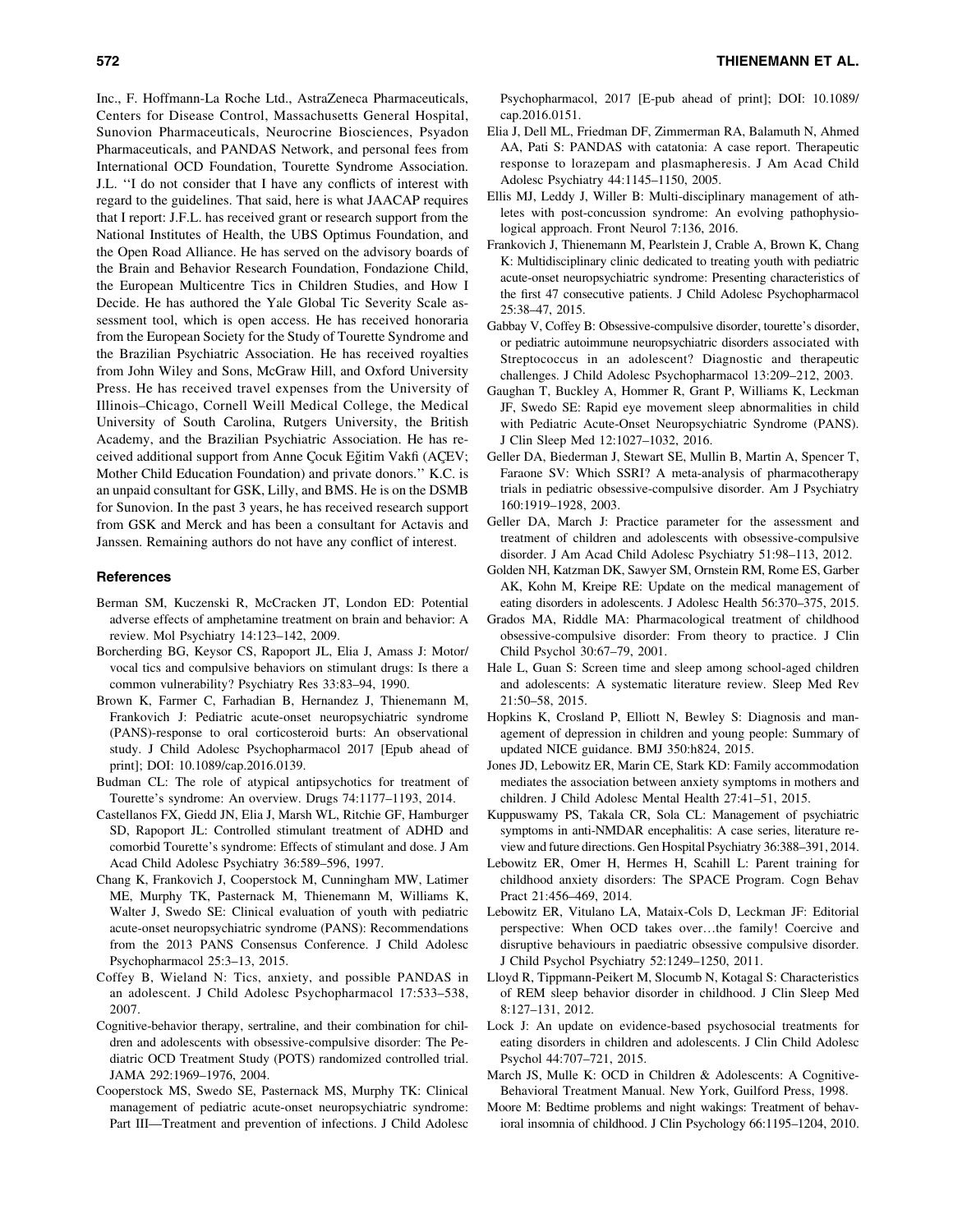Inc., F. Hoffmann-La Roche Ltd., AstraZeneca Pharmaceuticals, Centers for Disease Control, Massachusetts General Hospital, Sunovion Pharmaceuticals, Neurocrine Biosciences, Psyadon Pharmaceuticals, and PANDAS Network, and personal fees from International OCD Foundation, Tourette Syndrome Association. J.L. ''I do not consider that I have any conflicts of interest with regard to the guidelines. That said, here is what JAACAP requires that I report: J.F.L. has received grant or research support from the National Institutes of Health, the UBS Optimus Foundation, and the Open Road Alliance. He has served on the advisory boards of the Brain and Behavior Research Foundation, Fondazione Child, the European Multicentre Tics in Children Studies, and How I Decide. He has authored the Yale Global Tic Severity Scale assessment tool, which is open access. He has received honoraria from the European Society for the Study of Tourette Syndrome and the Brazilian Psychiatric Association. He has received royalties from John Wiley and Sons, McGraw Hill, and Oxford University Press. He has received travel expenses from the University of Illinois–Chicago, Cornell Weill Medical College, the Medical University of South Carolina, Rutgers University, the British Academy, and the Brazilian Psychiatric Association. He has received additional support from Anne Çocuk Eğitim Vakfi (AÇEV; Mother Child Education Foundation) and private donors.'' K.C. is an unpaid consultant for GSK, Lilly, and BMS. He is on the DSMB for Sunovion. In the past 3 years, he has received research support from GSK and Merck and has been a consultant for Actavis and Janssen. Remaining authors do not have any conflict of interest.

## References

Berman SM, Kuczenski R, McCracken JT, London ED: Potential adverse effects of amphetamine treatment on brain and behavior: A review. Mol Psychiatry 14:123–142, 2009.

Borcherding BG, Keysor CS, Rapoport JL, Elia J, Amass J: Motor/vocal tics and compulsive behaviors on stimulant drugs: Is there a common vulnerability? Psychiatry Res 33:83–94, 1990.

Brown K, Farmer C, Farhadian B, Hernandez J, Thienemann M, Frankovich J: Pediatric acute-onset neuropsychiatric syndrome (PANS)-response to oral corticosteroid burts: An observational study. J Child Adolesc Psychopharmacol 2017 [Epub ahead of print]; DOI: 10.1089/cap.2016.0139.

Budman CL: The role of atypical antipsychotics for treatment of Tourette's syndrome: An overview. Drugs 74:1177–1193, 2014.

Castellanos FX, Giedd JN, Elia J, Marsh WL, Ritchie GF, Hamburger SD, Rapoport JL: Controlled stimulant treatment of ADHD and comorbid Tourette's syndrome: Effects of stimulant and dose. J Am Acad Child Adolesc Psychiatry 36:589–596, 1997.

Chang K, Frankovich J, Cooperstock M, Cunningham MW, Latimer ME, Murphy TK, Pasternack M, Thienemann M, Williams K, Walter J, Swedo SE: Clinical evaluation of youth with pediatric acute-onset neuropsychiatric syndrome (PANS): Recommendations from the 2013 PANS Consensus Conference. J Child Adolesc Psychopharmacol 25:3–13, 2015.

Coffey B, Wieland N: Tics, anxiety, and possible PANDAS in an adolescent. J Child Adolesc Psychopharmacol 17:533–538, 2007.

Cognitive-behavior therapy, sertraline, and their combination for children and adolescents with obsessive-compulsive disorder: The Pediatric OCD Treatment Study (POTS) randomized controlled trial. JAMA 292:1969–1976, 2004.

Cooperstock MS, Swedo SE, Pasternack MS, Murphy TK: Clinical management of pediatric acute-onset neuropsychiatric syndrome: Part III—Treatment and prevention of infections. J Child Adolesc Psychopharmacol, 2017 [E-pub ahead of print]; DOI: 10.1089/cap.2016.0151.

Elia J, Dell ML, Friedman DF, Zimmerman RA, Balamuth N, Ahmed AA, Pati S: PANDAS with catatonia: A case report. Therapeutic response to lorazepam and plasmapheresis. J Am Acad Child Adolesc Psychiatry 44:1145–1150, 2005.

Ellis MJ, Leddy J, Willer B: Multi-disciplinary management of athletes with post-concussion syndrome: An evolving pathophysiological approach. Front Neurol 7:136, 2016.

Frankovich J, Thienemann M, Pearlstein J, Crable A, Brown K, Chang K: Multidisciplinary clinic dedicated to treating youth with pediatric acute-onset neuropsychiatric syndrome: Presenting characteristics of the first 47 consecutive patients. J Child Adolesc Psychopharmacol 25:38–47, 2015.

Gabbay V, Coffey B: Obsessive-compulsive disorder, tourette's disorder, or pediatric autoimmune neuropsychiatric disorders associated with Streptococcus in an adolescent? Diagnostic and therapeutic challenges. J Child Adolesc Psychopharmacol 13:209–212, 2003.

Gaughan T, Buckley A, Hommer R, Grant P, Williams K, Leckman JF, Swedo SE: Rapid eye movement sleep abnormalities in child with Pediatric Acute-Onset Neuropsychiatric Syndrome (PANS). J Clin Sleep Med 12:1027–1032, 2016.

Geller DA, Biederman J, Stewart SE, Mullin B, Martin A, Spencer T, Faraone SV: Which SSRI? A meta-analysis of pharmacotherapy trials in pediatric obsessive-compulsive disorder. Am J Psychiatry 160:1919–1928, 2003.

Geller DA, March J: Practice parameter for the assessment and treatment of children and adolescents with obsessive-compulsive disorder. J Am Acad Child Adolesc Psychiatry 51:98–113, 2012.

Golden NH, Katzman DK, Sawyer SM, Ornstein RM, Rome ES, Garber AK, Kohn M, Kreipe RE: Update on the medical management of eating disorders in adolescents. J Adolesc Health 56:370–375, 2015.

Grados MA, Riddle MA: Pharmacological treatment of childhood obsessive-compulsive disorder: From theory to practice. J Clin Child Psychol 30:67–79, 2001.

Hale L, Guan S: Screen time and sleep among school-aged children and adolescents: A systematic literature review. Sleep Med Rev 21:50–58, 2015.

Hopkins K, Crosland P, Elliott N, Bewley S: Diagnosis and management of depression in children and young people: Summary of updated NICE guidance. BMJ 350:h824, 2015.

Jones JD, Lebowitz ER, Marin CE, Stark KD: Family accommodation mediates the association between anxiety symptoms in mothers and children. J Child Adolesc Mental Health 27:41–51, 2015.

Kuppuswamy PS, Takala CR, Sola CL: Management of psychiatric symptoms in anti-NMDAR encephalitis: A case series, literature review and future directions. Gen Hospital Psychiatry 36:388–391, 2014.

Lebowitz ER, Omer H, Hermes H, Scahill L: Parent training for childhood anxiety disorders: The SPACE Program. Cogn Behav Pract 21:456–469, 2014.

Lebowitz ER, Vitulano LA, Mataix-Cols D, Leckman JF: Editorial perspective: When OCD takes over…the family! Coercive and disruptive behaviours in paediatric obsessive compulsive disorder. J Child Psychol Psychiatry 52:1249–1250, 2011.

Lloyd R, Tippmann-Peikert M, Slocumb N, Kotagal S: Characteristics of REM sleep behavior disorder in childhood. J Clin Sleep Med 8:127–131, 2012.

Lock J: An update on evidence-based psychosocial treatments for eating disorders in children and adolescents. J Clin Child Adolesc Psychol 44:707–721, 2015.

March JS, Mulle K: OCD in Children & Adolescents: A Cognitive-Behavioral Treatment Manual. New York, Guilford Press, 1998.

Moore M: Bedtime problems and night wakings: Treatment of behavioral insomnia of childhood. J Clin Psychology 66:1195–1204, 2010.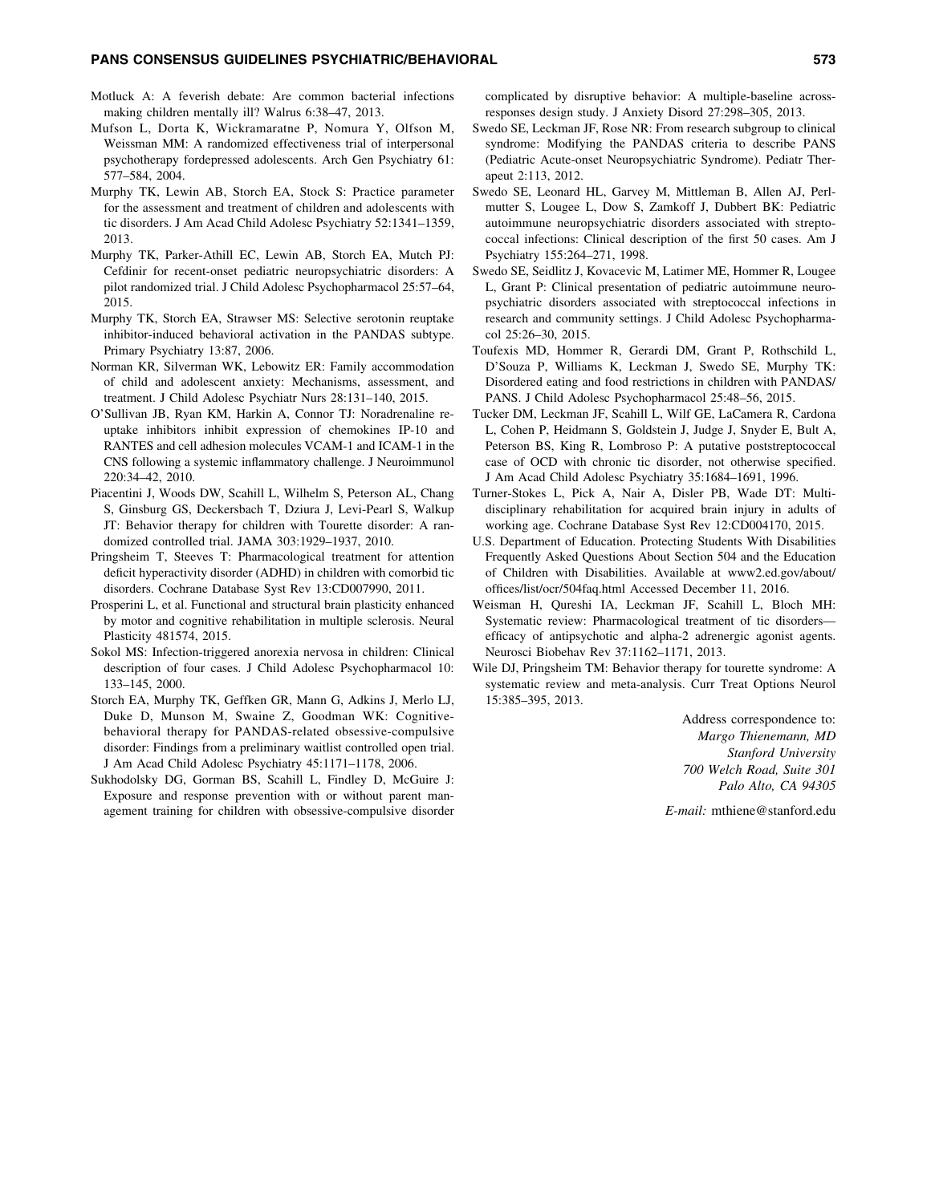Motluck A: A feverish debate: Are common bacterial infections making children mentally ill? Walrus 6:38–47, 2013.

Mufson L, Dorta K, Wickramaratne P, Nomura Y, Olfson M, Weissman MM: A randomized effectiveness trial of interpersonal psychotherapy fordepressed adolescents. Arch Gen Psychiatry 61: 577–584, 2004.

Murphy TK, Lewin AB, Storch EA, Stock S: Practice parameter for the assessment and treatment of children and adolescents with tic disorders. J Am Acad Child Adolesc Psychiatry 52:1341–1359, 2013.

Murphy TK, Parker-Athill EC, Lewin AB, Storch EA, Mutch PJ: Cefdinir for recent-onset pediatric neuropsychiatric disorders: A pilot randomized trial. J Child Adolesc Psychopharmacol 25:57–64, 2015.

Murphy TK, Storch EA, Strawser MS: Selective serotonin reuptake inhibitor-induced behavioral activation in the PANDAS subtype. Primary Psychiatry 13:87, 2006.

Norman KR, Silverman WK, Lebowitz ER: Family accommodation of child and adolescent anxiety: Mechanisms, assessment, and treatment. J Child Adolesc Psychiatr Nurs 28:131–140, 2015.

O'Sullivan JB, Ryan KM, Harkin A, Connor TJ: Noradrenaline reuptake inhibitors inhibit expression of chemokines IP-10 and RANTES and cell adhesion molecules VCAM-1 and ICAM-1 in the CNS following a systemic inflammatory challenge. J Neuroimmunol 220:34–42, 2010.

Piacentini J, Woods DW, Scahill L, Wilhelm S, Peterson AL, Chang S, Ginsburg GS, Deckersbach T, Dziura J, Levi-Pearl S, Walkup JT: Behavior therapy for children with Tourette disorder: A randomized controlled trial. JAMA 303:1929–1937, 2010.

Pringsheim T, Steeves T: Pharmacological treatment for attention deficit hyperactivity disorder (ADHD) in children with comorbid tic disorders. Cochrane Database Syst Rev 13:CD007990, 2011.

Prosperini L, et al. Functional and structural brain plasticity enhanced by motor and cognitive rehabilitation in multiple sclerosis. Neural Plasticity 481574, 2015.

Sokol MS: Infection-triggered anorexia nervosa in children: Clinical description of four cases. J Child Adolesc Psychopharmacol 10: 133–145, 2000.

Storch EA, Murphy TK, Geffken GR, Mann G, Adkins J, Merlo LJ, Duke D, Munson M, Swaine Z, Goodman WK: Cognitive-behavioral therapy for PANDAS-related obsessive-compulsive disorder: Findings from a preliminary waitlist controlled open trial. J Am Acad Child Adolesc Psychiatry 45:1171–1178, 2006.

Sukhodolsky DG, Gorman BS, Scahill L, Findley D, McGuire J: Exposure and response prevention with or without parent management training for children with obsessive-compulsive disorder complicated by disruptive behavior: A multiple-baseline across-responses design study. J Anxiety Disord 27:298–305, 2013.

Swedo SE, Leckman JF, Rose NR: From research subgroup to clinical syndrome: Modifying the PANDAS criteria to describe PANS (Pediatric Acute-onset Neuropsychiatric Syndrome). Pediatr Therapeut 2:113, 2012.

Swedo SE, Leonard HL, Garvey M, Mittleman B, Allen AJ, Perlmutter S, Lougee L, Dow S, Zamkoff J, Dubbert BK: Pediatric autoimmune neuropsychiatric disorders associated with streptococcal infections: Clinical description of the first 50 cases. Am J Psychiatry 155:264–271, 1998.

Swedo SE, Seidlitz J, Kovacevic M, Latimer ME, Hommer R, Lougee L, Grant P: Clinical presentation of pediatric autoimmune neuropsychiatric disorders associated with streptococcal infections in research and community settings. J Child Adolesc Psychopharmacol 25:26–30, 2015.

Toufexis MD, Hommer R, Gerardi DM, Grant P, Rothschild L, D'Souza P, Williams K, Leckman J, Swedo SE, Murphy TK: Disordered eating and food restrictions in children with PANDAS/PANS. J Child Adolesc Psychopharmacol 25:48–56, 2015.

Tucker DM, Leckman JF, Scahill L, Wilf GE, LaCamera R, Cardona L, Cohen P, Heidmann S, Goldstein J, Judge J, Snyder E, Bult A, Peterson BS, King R, Lombroso P: A putative poststreptococcal case of OCD with chronic tic disorder, not otherwise specified. J Am Acad Child Adolesc Psychiatry 35:1684–1691, 1996.

Turner-Stokes L, Pick A, Nair A, Disler PB, Wade DT: Multi-disciplinary rehabilitation for acquired brain injury in adults of working age. Cochrane Database Syst Rev 12:CD004170, 2015.

U.S. Department of Education. Protecting Students With Disabilities Frequently Asked Questions About Section 504 and the Education of Children with Disabilities. Available at www2.ed.gov/about/offices/list/ocr/504faq.html Accessed December 11, 2016.

Weisman H, Qureshi IA, Leckman JF, Scahill L, Bloch MH: Systematic review: Pharmacological treatment of tic disorders—efficacy of antipsychotic and alpha-2 adrenergic agonist agents. Neurosci Biobehav Rev 37:1162–1171, 2013.

Wile DJ, Pringsheim TM: Behavior therapy for tourette syndrome: A systematic review and meta-analysis. Curr Treat Options Neurol 15:385–395, 2013.

Address correspondence to:
*Margo Thienemann, MD*
*Stanford University*
*700 Welch Road, Suite 301*
*Palo Alto, CA 94305*

*E-mail:* mthiene@stanford.edu